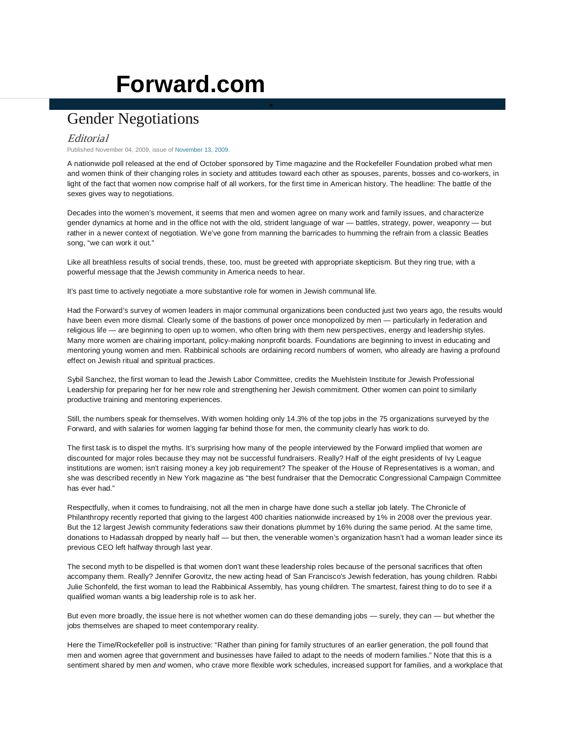# Forward.com

## Gender Negotiations

*Editorial*

Published November 04, 2009, issue of November 13, 2009.

A nationwide poll released at the end of October sponsored by Time magazine and the Rockefeller Foundation probed what men and women think of their changing roles in society and attitudes toward each other as spouses, parents, bosses and co-workers, in light of the fact that women now comprise half of all workers, for the first time in American history. The headline: The battle of the sexes gives way to negotiations.

Decades into the women's movement, it seems that men and women agree on many work and family issues, and characterize gender dynamics at home and in the office not with the old, strident language of war — battles, strategy, power, weaponry — but rather in a newer context of negotiation. We've gone from manning the barricades to humming the refrain from a classic Beatles song, "we can work it out."

Like all breathless results of social trends, these, too, must be greeted with appropriate skepticism. But they ring true, with a powerful message that the Jewish community in America needs to hear.

It's past time to actively negotiate a more substantive role for women in Jewish communal life.

Had the Forward's survey of women leaders in major communal organizations been conducted just two years ago, the results would have been even more dismal. Clearly some of the bastions of power once monopolized by men — particularly in federation and religious life — are beginning to open up to women, who often bring with them new perspectives, energy and leadership styles. Many more women are chairing important, policy-making nonprofit boards. Foundations are beginning to invest in educating and mentoring young women and men. Rabbinical schools are ordaining record numbers of women, who already are having a profound effect on Jewish ritual and spiritual practices.

Sybil Sanchez, the first woman to lead the Jewish Labor Committee, credits the Muehlstein Institute for Jewish Professional Leadership for preparing her for her new role and strengthening her Jewish commitment. Other women can point to similarly productive training and mentoring experiences.

Still, the numbers speak for themselves. With women holding only 14.3% of the top jobs in the 75 organizations surveyed by the Forward, and with salaries for women lagging far behind those for men, the community clearly has work to do.

The first task is to dispel the myths. It's surprising how many of the people interviewed by the Forward implied that women are discounted for major roles because they may not be successful fundraisers. Really? Half of the eight presidents of Ivy League institutions are women; isn't raising money a key job requirement? The speaker of the House of Representatives is a woman, and she was described recently in New York magazine as "the best fundraiser that the Democratic Congressional Campaign Committee has ever had."

Respectfully, when it comes to fundraising, not all the men in charge have done such a stellar job lately. The Chronicle of Philanthropy recently reported that giving to the largest 400 charities nationwide increased by 1% in 2008 over the previous year. But the 12 largest Jewish community federations saw their donations plummet by 16% during the same period. At the same time, donations to Hadassah dropped by nearly half — but then, the venerable women's organization hasn't had a woman leader since its previous CEO left halfway through last year.

The second myth to be dispelled is that women don't want these leadership roles because of the personal sacrifices that often accompany them. Really? Jennifer Gorovitz, the new acting head of San Francisco's Jewish federation, has young children. Rabbi Julie Schonfeld, the first woman to lead the Rabbinical Assembly, has young children. The smartest, fairest thing to do to see if a qualified woman wants a big leadership role is to ask her.

But even more broadly, the issue here is not whether women can do these demanding jobs — surely, they can — but whether the jobs themselves are shaped to meet contemporary reality.

Here the Time/Rockefeller poll is instructive: "Rather than pining for family structures of an earlier generation, the poll found that men and women agree that government and businesses have failed to adapt to the needs of modern families." Note that this is a sentiment shared by men *and* women, who crave more flexible work schedules, increased support for families, and a workplace that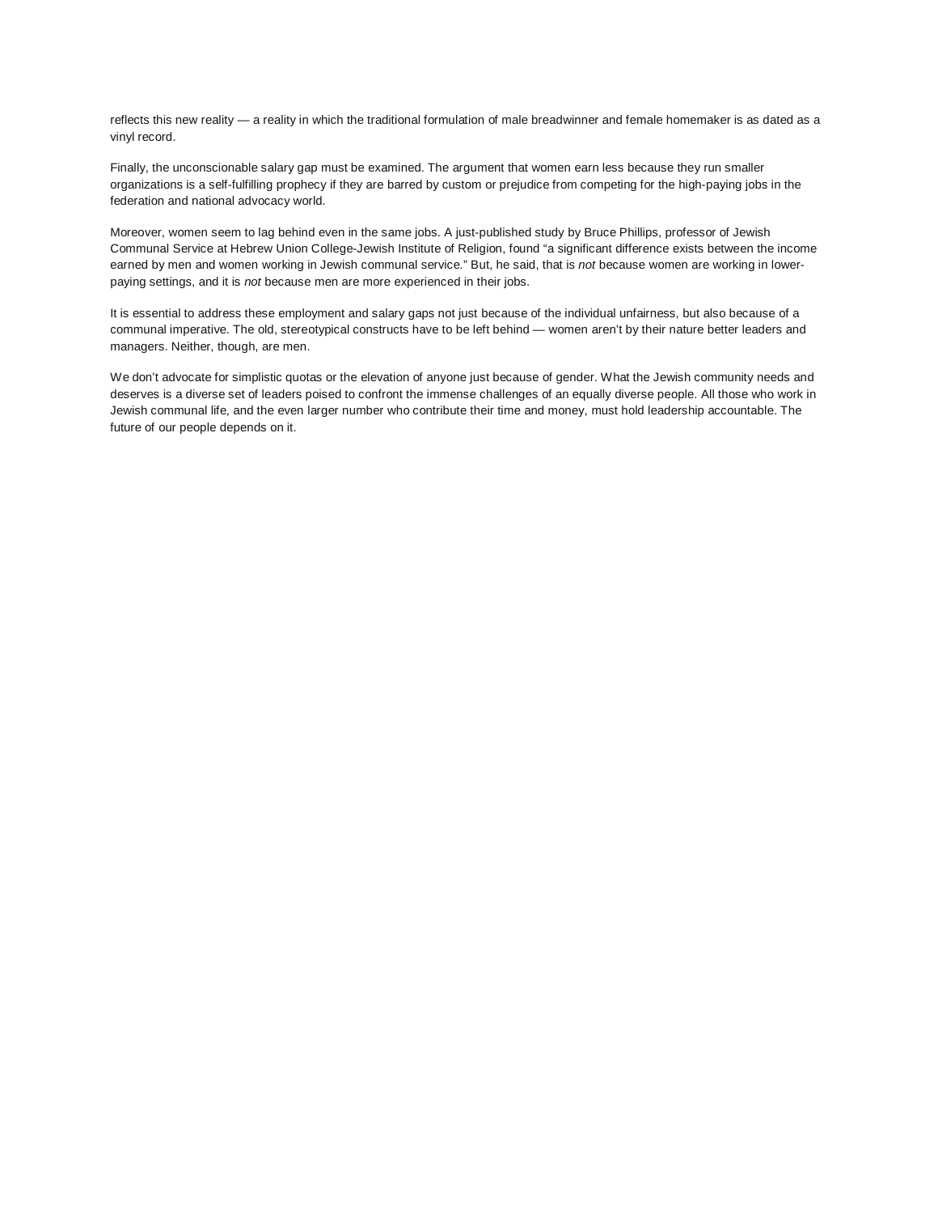reflects this new reality — a reality in which the traditional formulation of male breadwinner and female homemaker is as dated as a vinyl record.

Finally, the unconscionable salary gap must be examined. The argument that women earn less because they run smaller organizations is a self-fulfilling prophecy if they are barred by custom or prejudice from competing for the high-paying jobs in the federation and national advocacy world.

Moreover, women seem to lag behind even in the same jobs. A just-published study by Bruce Phillips, professor of Jewish Communal Service at Hebrew Union College-Jewish Institute of Religion, found "a significant difference exists between the income earned by men and women working in Jewish communal service." But, he said, that is *not* because women are working in lower-paying settings, and it is *not* because men are more experienced in their jobs.

It is essential to address these employment and salary gaps not just because of the individual unfairness, but also because of a communal imperative. The old, stereotypical constructs have to be left behind — women aren't by their nature better leaders and managers. Neither, though, are men.

We don't advocate for simplistic quotas or the elevation of anyone just because of gender. What the Jewish community needs and deserves is a diverse set of leaders poised to confront the immense challenges of an equally diverse people. All those who work in Jewish communal life, and the even larger number who contribute their time and money, must hold leadership accountable. The future of our people depends on it.